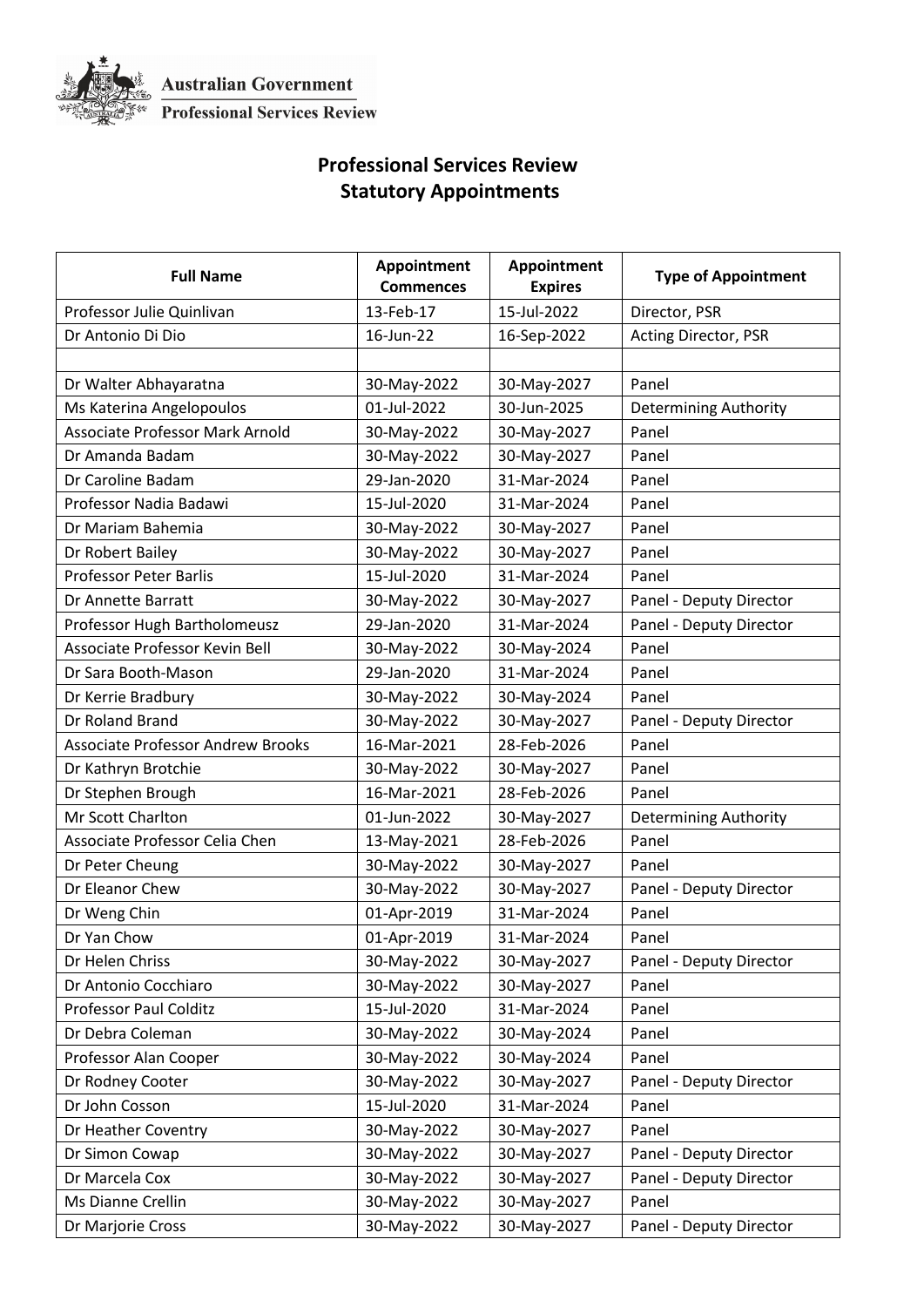Australian Government
Professional Services Review

# Professional Services Review
# Statutory Appointments

| Full Name | Appointment Commences | Appointment Expires | Type of Appointment |
|---|---|---|---|
| Professor Julie Quinlivan | 13-Feb-17 | 15-Jul-2022 | Director, PSR |
| Dr Antonio Di Dio | 16-Jun-22 | 16-Sep-2022 | Acting Director, PSR |
| | | | |
| Dr Walter Abhayaratna | 30-May-2022 | 30-May-2027 | Panel |
| Ms Katerina Angelopoulos | 01-Jul-2022 | 30-Jun-2025 | Determining Authority |
| Associate Professor Mark Arnold | 30-May-2022 | 30-May-2027 | Panel |
| Dr Amanda Badam | 30-May-2022 | 30-May-2027 | Panel |
| Dr Caroline Badam | 29-Jan-2020 | 31-Mar-2024 | Panel |
| Professor Nadia Badawi | 15-Jul-2020 | 31-Mar-2024 | Panel |
| Dr Mariam Bahemia | 30-May-2022 | 30-May-2027 | Panel |
| Dr Robert Bailey | 30-May-2022 | 30-May-2027 | Panel |
| Professor Peter Barlis | 15-Jul-2020 | 31-Mar-2024 | Panel |
| Dr Annette Barratt | 30-May-2022 | 30-May-2027 | Panel - Deputy Director |
| Professor Hugh Bartholomeusz | 29-Jan-2020 | 31-Mar-2024 | Panel - Deputy Director |
| Associate Professor Kevin Bell | 30-May-2022 | 30-May-2024 | Panel |
| Dr Sara Booth-Mason | 29-Jan-2020 | 31-Mar-2024 | Panel |
| Dr Kerrie Bradbury | 30-May-2022 | 30-May-2024 | Panel |
| Dr Roland Brand | 30-May-2022 | 30-May-2027 | Panel - Deputy Director |
| Associate Professor Andrew Brooks | 16-Mar-2021 | 28-Feb-2026 | Panel |
| Dr Kathryn Brotchie | 30-May-2022 | 30-May-2027 | Panel |
| Dr Stephen Brough | 16-Mar-2021 | 28-Feb-2026 | Panel |
| Mr Scott Charlton | 01-Jun-2022 | 30-May-2027 | Determining Authority |
| Associate Professor Celia Chen | 13-May-2021 | 28-Feb-2026 | Panel |
| Dr Peter Cheung | 30-May-2022 | 30-May-2027 | Panel |
| Dr Eleanor Chew | 30-May-2022 | 30-May-2027 | Panel - Deputy Director |
| Dr Weng Chin | 01-Apr-2019 | 31-Mar-2024 | Panel |
| Dr Yan Chow | 01-Apr-2019 | 31-Mar-2024 | Panel |
| Dr Helen Chriss | 30-May-2022 | 30-May-2027 | Panel - Deputy Director |
| Dr Antonio Cocchiaro | 30-May-2022 | 30-May-2027 | Panel |
| Professor Paul Colditz | 15-Jul-2020 | 31-Mar-2024 | Panel |
| Dr Debra Coleman | 30-May-2022 | 30-May-2024 | Panel |
| Professor Alan Cooper | 30-May-2022 | 30-May-2024 | Panel |
| Dr Rodney Cooter | 30-May-2022 | 30-May-2027 | Panel - Deputy Director |
| Dr John Cosson | 15-Jul-2020 | 31-Mar-2024 | Panel |
| Dr Heather Coventry | 30-May-2022 | 30-May-2027 | Panel |
| Dr Simon Cowap | 30-May-2022 | 30-May-2027 | Panel - Deputy Director |
| Dr Marcela Cox | 30-May-2022 | 30-May-2027 | Panel - Deputy Director |
| Ms Dianne Crellin | 30-May-2022 | 30-May-2027 | Panel |
| Dr Marjorie Cross | 30-May-2022 | 30-May-2027 | Panel - Deputy Director |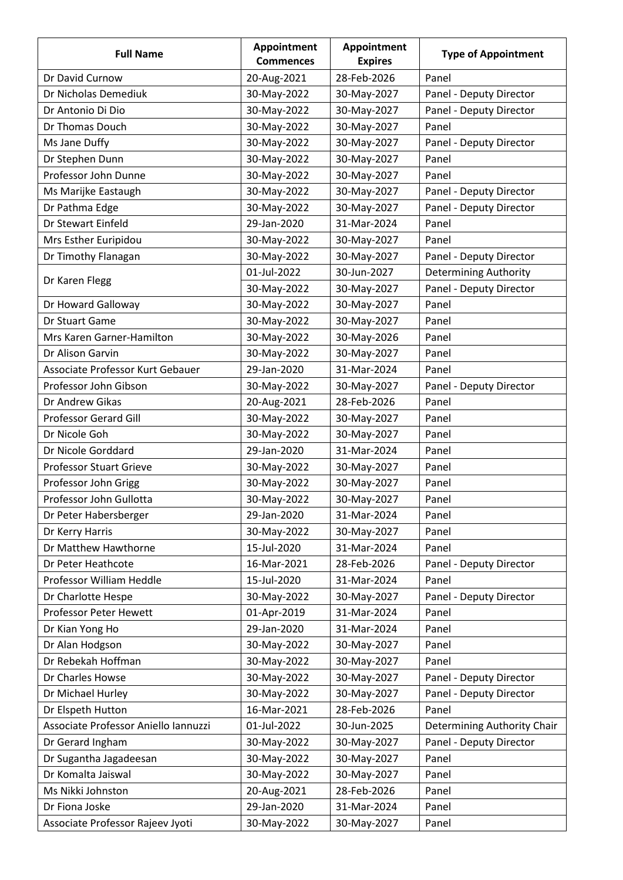| Full Name | Appointment Commences | Appointment Expires | Type of Appointment |
|---|---|---|---|
| Dr David Curnow | 20-Aug-2021 | 28-Feb-2026 | Panel |
| Dr Nicholas Demediuk | 30-May-2022 | 30-May-2027 | Panel - Deputy Director |
| Dr Antonio Di Dio | 30-May-2022 | 30-May-2027 | Panel - Deputy Director |
| Dr Thomas Douch | 30-May-2022 | 30-May-2027 | Panel |
| Ms Jane Duffy | 30-May-2022 | 30-May-2027 | Panel - Deputy Director |
| Dr Stephen Dunn | 30-May-2022 | 30-May-2027 | Panel |
| Professor John Dunne | 30-May-2022 | 30-May-2027 | Panel |
| Ms Marijke Eastaugh | 30-May-2022 | 30-May-2027 | Panel - Deputy Director |
| Dr Pathma Edge | 30-May-2022 | 30-May-2027 | Panel - Deputy Director |
| Dr Stewart Einfeld | 29-Jan-2020 | 31-Mar-2024 | Panel |
| Mrs Esther Euripidou | 30-May-2022 | 30-May-2027 | Panel |
| Dr Timothy Flanagan | 30-May-2022 | 30-May-2027 | Panel - Deputy Director |
| Dr Karen Flegg | 01-Jul-2022 | 30-Jun-2027 | Determining Authority |
| | 30-May-2022 | 30-May-2027 | Panel - Deputy Director |
| Dr Howard Galloway | 30-May-2022 | 30-May-2027 | Panel |
| Dr Stuart Game | 30-May-2022 | 30-May-2027 | Panel |
| Mrs Karen Garner-Hamilton | 30-May-2022 | 30-May-2026 | Panel |
| Dr Alison Garvin | 30-May-2022 | 30-May-2027 | Panel |
| Associate Professor Kurt Gebauer | 29-Jan-2020 | 31-Mar-2024 | Panel |
| Professor John Gibson | 30-May-2022 | 30-May-2027 | Panel - Deputy Director |
| Dr Andrew Gikas | 20-Aug-2021 | 28-Feb-2026 | Panel |
| Professor Gerard Gill | 30-May-2022 | 30-May-2027 | Panel |
| Dr Nicole Goh | 30-May-2022 | 30-May-2027 | Panel |
| Dr Nicole Gorddard | 29-Jan-2020 | 31-Mar-2024 | Panel |
| Professor Stuart Grieve | 30-May-2022 | 30-May-2027 | Panel |
| Professor John Grigg | 30-May-2022 | 30-May-2027 | Panel |
| Professor John Gullotta | 30-May-2022 | 30-May-2027 | Panel |
| Dr Peter Habersberger | 29-Jan-2020 | 31-Mar-2024 | Panel |
| Dr Kerry Harris | 30-May-2022 | 30-May-2027 | Panel |
| Dr Matthew Hawthorne | 15-Jul-2020 | 31-Mar-2024 | Panel |
| Dr Peter Heathcote | 16-Mar-2021 | 28-Feb-2026 | Panel - Deputy Director |
| Professor William Heddle | 15-Jul-2020 | 31-Mar-2024 | Panel |
| Dr Charlotte Hespe | 30-May-2022 | 30-May-2027 | Panel - Deputy Director |
| Professor Peter Hewett | 01-Apr-2019 | 31-Mar-2024 | Panel |
| Dr Kian Yong Ho | 29-Jan-2020 | 31-Mar-2024 | Panel |
| Dr Alan Hodgson | 30-May-2022 | 30-May-2027 | Panel |
| Dr Rebekah Hoffman | 30-May-2022 | 30-May-2027 | Panel |
| Dr Charles Howse | 30-May-2022 | 30-May-2027 | Panel - Deputy Director |
| Dr Michael Hurley | 30-May-2022 | 30-May-2027 | Panel - Deputy Director |
| Dr Elspeth Hutton | 16-Mar-2021 | 28-Feb-2026 | Panel |
| Associate Professor Aniello Iannuzzi | 01-Jul-2022 | 30-Jun-2025 | Determining Authority Chair |
| Dr Gerard Ingham | 30-May-2022 | 30-May-2027 | Panel - Deputy Director |
| Dr Sugantha Jagadeesan | 30-May-2022 | 30-May-2027 | Panel |
| Dr Komalta Jaiswal | 30-May-2022 | 30-May-2027 | Panel |
| Ms Nikki Johnston | 20-Aug-2021 | 28-Feb-2026 | Panel |
| Dr Fiona Joske | 29-Jan-2020 | 31-Mar-2024 | Panel |
| Associate Professor Rajeev Jyoti | 30-May-2022 | 30-May-2027 | Panel |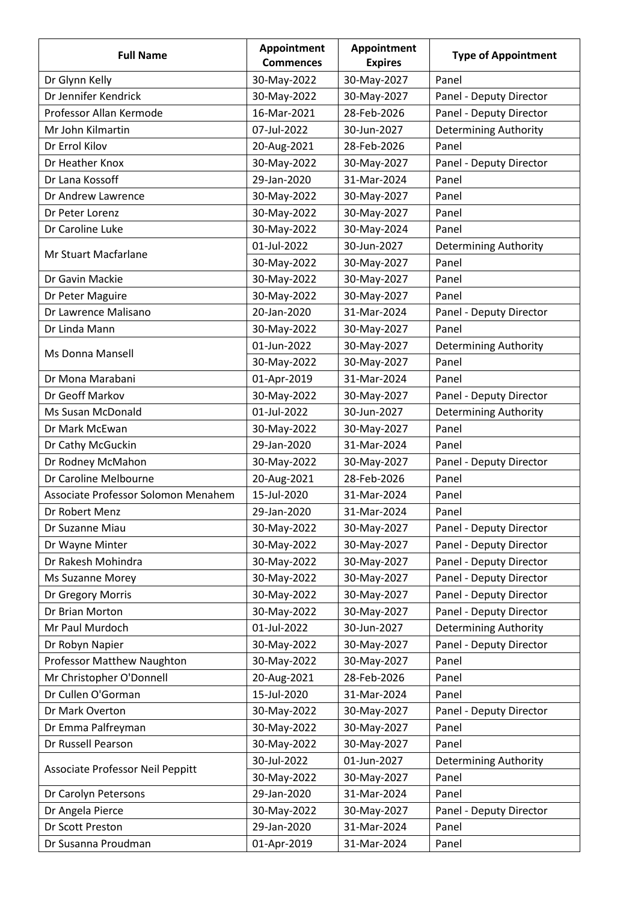| Full Name | Appointment Commences | Appointment Expires | Type of Appointment |
|---|---|---|---|
| Dr Glynn Kelly | 30-May-2022 | 30-May-2027 | Panel |
| Dr Jennifer Kendrick | 30-May-2022 | 30-May-2027 | Panel - Deputy Director |
| Professor Allan Kermode | 16-Mar-2021 | 28-Feb-2026 | Panel - Deputy Director |
| Mr John Kilmartin | 07-Jul-2022 | 30-Jun-2027 | Determining Authority |
| Dr Errol Kilov | 20-Aug-2021 | 28-Feb-2026 | Panel |
| Dr Heather Knox | 30-May-2022 | 30-May-2027 | Panel - Deputy Director |
| Dr Lana Kossoff | 29-Jan-2020 | 31-Mar-2024 | Panel |
| Dr Andrew Lawrence | 30-May-2022 | 30-May-2027 | Panel |
| Dr Peter Lorenz | 30-May-2022 | 30-May-2027 | Panel |
| Dr Caroline Luke | 30-May-2022 | 30-May-2024 | Panel |
| Mr Stuart Macfarlane | 01-Jul-2022 | 30-Jun-2027 | Determining Authority |
| | 30-May-2022 | 30-May-2027 | Panel |
| Dr Gavin Mackie | 30-May-2022 | 30-May-2027 | Panel |
| Dr Peter Maguire | 30-May-2022 | 30-May-2027 | Panel |
| Dr Lawrence Malisano | 20-Jan-2020 | 31-Mar-2024 | Panel - Deputy Director |
| Dr Linda Mann | 30-May-2022 | 30-May-2027 | Panel |
| Ms Donna Mansell | 01-Jun-2022 | 30-May-2027 | Determining Authority |
| | 30-May-2022 | 30-May-2027 | Panel |
| Dr Mona Marabani | 01-Apr-2019 | 31-Mar-2024 | Panel |
| Dr Geoff Markov | 30-May-2022 | 30-May-2027 | Panel - Deputy Director |
| Ms Susan McDonald | 01-Jul-2022 | 30-Jun-2027 | Determining Authority |
| Dr Mark McEwan | 30-May-2022 | 30-May-2027 | Panel |
| Dr Cathy McGuckin | 29-Jan-2020 | 31-Mar-2024 | Panel |
| Dr Rodney McMahon | 30-May-2022 | 30-May-2027 | Panel - Deputy Director |
| Dr Caroline Melbourne | 20-Aug-2021 | 28-Feb-2026 | Panel |
| Associate Professor Solomon Menahem | 15-Jul-2020 | 31-Mar-2024 | Panel |
| Dr Robert Menz | 29-Jan-2020 | 31-Mar-2024 | Panel |
| Dr Suzanne Miau | 30-May-2022 | 30-May-2027 | Panel - Deputy Director |
| Dr Wayne Minter | 30-May-2022 | 30-May-2027 | Panel - Deputy Director |
| Dr Rakesh Mohindra | 30-May-2022 | 30-May-2027 | Panel - Deputy Director |
| Ms Suzanne Morey | 30-May-2022 | 30-May-2027 | Panel - Deputy Director |
| Dr Gregory Morris | 30-May-2022 | 30-May-2027 | Panel - Deputy Director |
| Dr Brian Morton | 30-May-2022 | 30-May-2027 | Panel - Deputy Director |
| Mr Paul Murdoch | 01-Jul-2022 | 30-Jun-2027 | Determining Authority |
| Dr Robyn Napier | 30-May-2022 | 30-May-2027 | Panel - Deputy Director |
| Professor Matthew Naughton | 30-May-2022 | 30-May-2027 | Panel |
| Mr Christopher O'Donnell | 20-Aug-2021 | 28-Feb-2026 | Panel |
| Dr Cullen O'Gorman | 15-Jul-2020 | 31-Mar-2024 | Panel |
| Dr Mark Overton | 30-May-2022 | 30-May-2027 | Panel - Deputy Director |
| Dr Emma Palfreyman | 30-May-2022 | 30-May-2027 | Panel |
| Dr Russell Pearson | 30-May-2022 | 30-May-2027 | Panel |
| Associate Professor Neil Peppitt | 30-Jul-2022 | 01-Jun-2027 | Determining Authority |
| | 30-May-2022 | 30-May-2027 | Panel |
| Dr Carolyn Petersons | 29-Jan-2020 | 31-Mar-2024 | Panel |
| Dr Angela Pierce | 30-May-2022 | 30-May-2027 | Panel - Deputy Director |
| Dr Scott Preston | 29-Jan-2020 | 31-Mar-2024 | Panel |
| Dr Susanna Proudman | 01-Apr-2019 | 31-Mar-2024 | Panel |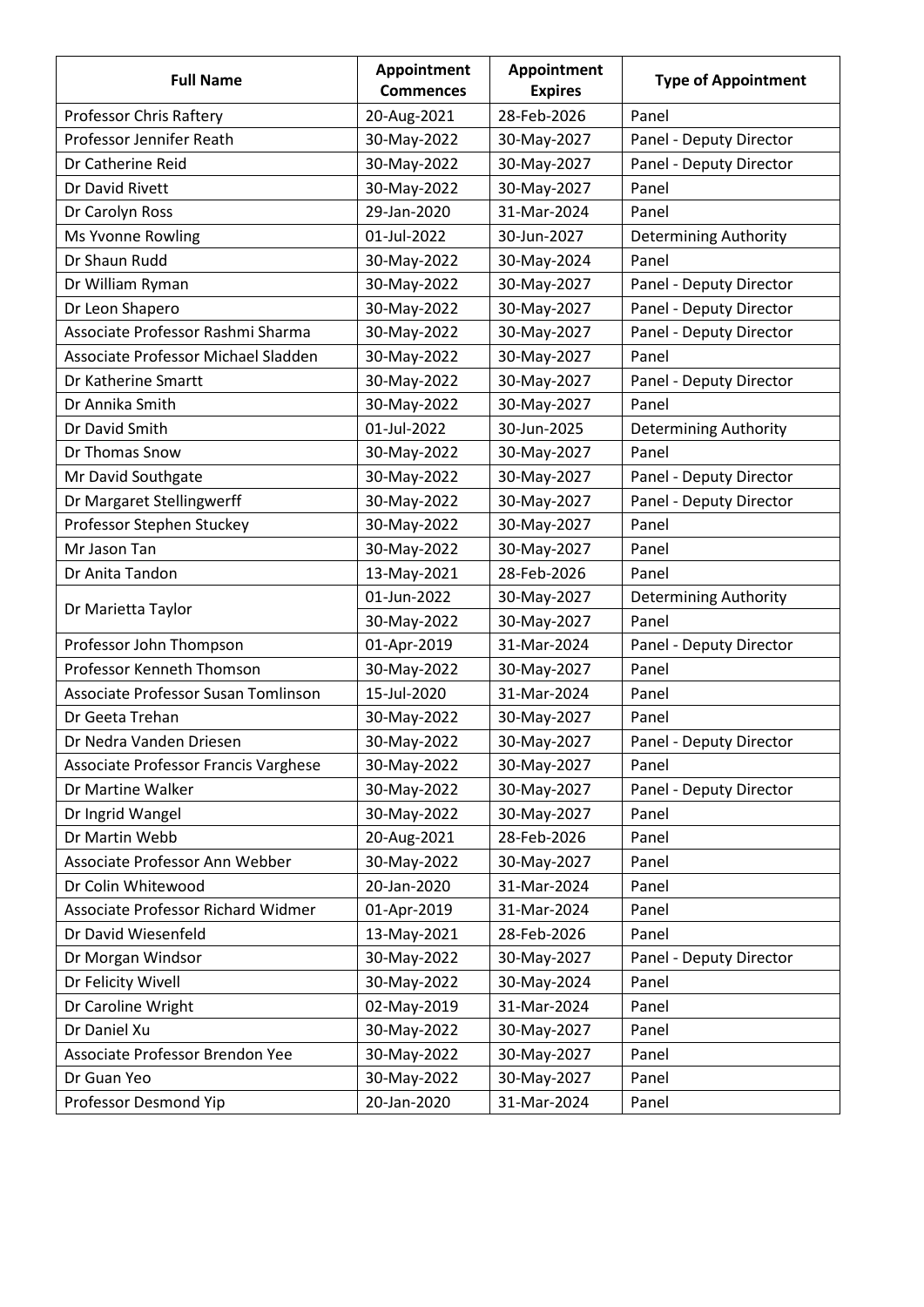| Full Name | Appointment Commences | Appointment Expires | Type of Appointment |
|---|---|---|---|
| Professor Chris Raftery | 20-Aug-2021 | 28-Feb-2026 | Panel |
| Professor Jennifer Reath | 30-May-2022 | 30-May-2027 | Panel - Deputy Director |
| Dr Catherine Reid | 30-May-2022 | 30-May-2027 | Panel - Deputy Director |
| Dr David Rivett | 30-May-2022 | 30-May-2027 | Panel |
| Dr Carolyn Ross | 29-Jan-2020 | 31-Mar-2024 | Panel |
| Ms Yvonne Rowling | 01-Jul-2022 | 30-Jun-2027 | Determining Authority |
| Dr Shaun Rudd | 30-May-2022 | 30-May-2024 | Panel |
| Dr William Ryman | 30-May-2022 | 30-May-2027 | Panel - Deputy Director |
| Dr Leon Shapero | 30-May-2022 | 30-May-2027 | Panel - Deputy Director |
| Associate Professor Rashmi Sharma | 30-May-2022 | 30-May-2027 | Panel - Deputy Director |
| Associate Professor Michael Sladden | 30-May-2022 | 30-May-2027 | Panel |
| Dr Katherine Smartt | 30-May-2022 | 30-May-2027 | Panel - Deputy Director |
| Dr Annika Smith | 30-May-2022 | 30-May-2027 | Panel |
| Dr David Smith | 01-Jul-2022 | 30-Jun-2025 | Determining Authority |
| Dr Thomas Snow | 30-May-2022 | 30-May-2027 | Panel |
| Mr David Southgate | 30-May-2022 | 30-May-2027 | Panel - Deputy Director |
| Dr Margaret Stellingwerff | 30-May-2022 | 30-May-2027 | Panel - Deputy Director |
| Professor Stephen Stuckey | 30-May-2022 | 30-May-2027 | Panel |
| Mr Jason Tan | 30-May-2022 | 30-May-2027 | Panel |
| Dr Anita Tandon | 13-May-2021 | 28-Feb-2026 | Panel |
| Dr Marietta Taylor | 01-Jun-2022 | 30-May-2027 | Determining Authority |
| | 30-May-2022 | 30-May-2027 | Panel |
| Professor John Thompson | 01-Apr-2019 | 31-Mar-2024 | Panel - Deputy Director |
| Professor Kenneth Thomson | 30-May-2022 | 30-May-2027 | Panel |
| Associate Professor Susan Tomlinson | 15-Jul-2020 | 31-Mar-2024 | Panel |
| Dr Geeta Trehan | 30-May-2022 | 30-May-2027 | Panel |
| Dr Nedra Vanden Driesen | 30-May-2022 | 30-May-2027 | Panel - Deputy Director |
| Associate Professor Francis Varghese | 30-May-2022 | 30-May-2027 | Panel |
| Dr Martine Walker | 30-May-2022 | 30-May-2027 | Panel - Deputy Director |
| Dr Ingrid Wangel | 30-May-2022 | 30-May-2027 | Panel |
| Dr Martin Webb | 20-Aug-2021 | 28-Feb-2026 | Panel |
| Associate Professor Ann Webber | 30-May-2022 | 30-May-2027 | Panel |
| Dr Colin Whitewood | 20-Jan-2020 | 31-Mar-2024 | Panel |
| Associate Professor Richard Widmer | 01-Apr-2019 | 31-Mar-2024 | Panel |
| Dr David Wiesenfeld | 13-May-2021 | 28-Feb-2026 | Panel |
| Dr Morgan Windsor | 30-May-2022 | 30-May-2027 | Panel - Deputy Director |
| Dr Felicity Wivell | 30-May-2022 | 30-May-2024 | Panel |
| Dr Caroline Wright | 02-May-2019 | 31-Mar-2024 | Panel |
| Dr Daniel Xu | 30-May-2022 | 30-May-2027 | Panel |
| Associate Professor Brendon Yee | 30-May-2022 | 30-May-2027 | Panel |
| Dr Guan Yeo | 30-May-2022 | 30-May-2027 | Panel |
| Professor Desmond Yip | 20-Jan-2020 | 31-Mar-2024 | Panel |